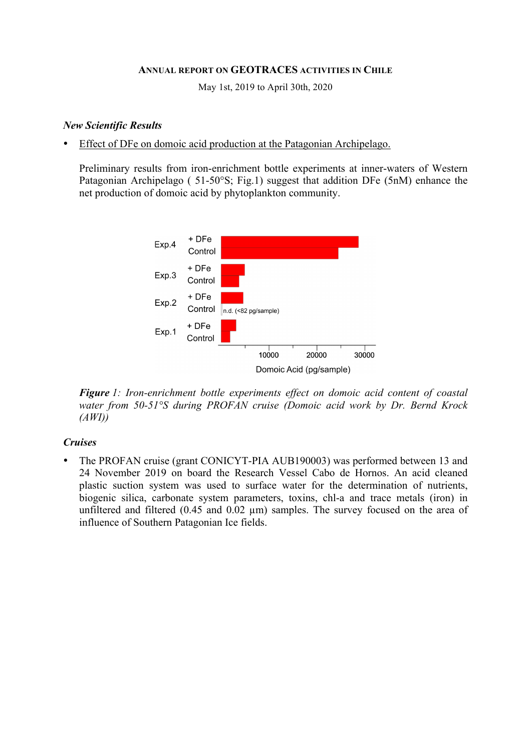# Annual report on GEOTRACES activities in Chile

May 1st, 2019 to April 30th, 2020

### *New Scientific Results*

- <u>Effect of DFe on domoic acid production at the Patagonian Archipelago.</u>

  Preliminary results from iron-enrichment bottle experiments at inner-waters of Western Patagonian Archipelago ( 51-50°S; Fig.1) suggest that addition DFe (5nM) enhance the net production of domoic acid by phytoplankton community.

  ***Figure** 1: Iron-enrichment bottle experiments effect on domoic acid content of coastal water from 50-51°S during PROFAN cruise (Domoic acid work by Dr. Bernd Krock (AWI))*

### *Cruises*

- The PROFAN cruise (grant CONICYT-PIA AUB190003) was performed between 13 and 24 November 2019 on board the Research Vessel Cabo de Hornos. An acid cleaned plastic suction system was used to surface water for the determination of nutrients, biogenic silica, carbonate system parameters, toxins, chl-a and trace metals (iron) in unfiltered and filtered (0.45 and 0.02 µm) samples. The survey focused on the area of influence of Southern Patagonian Ice fields.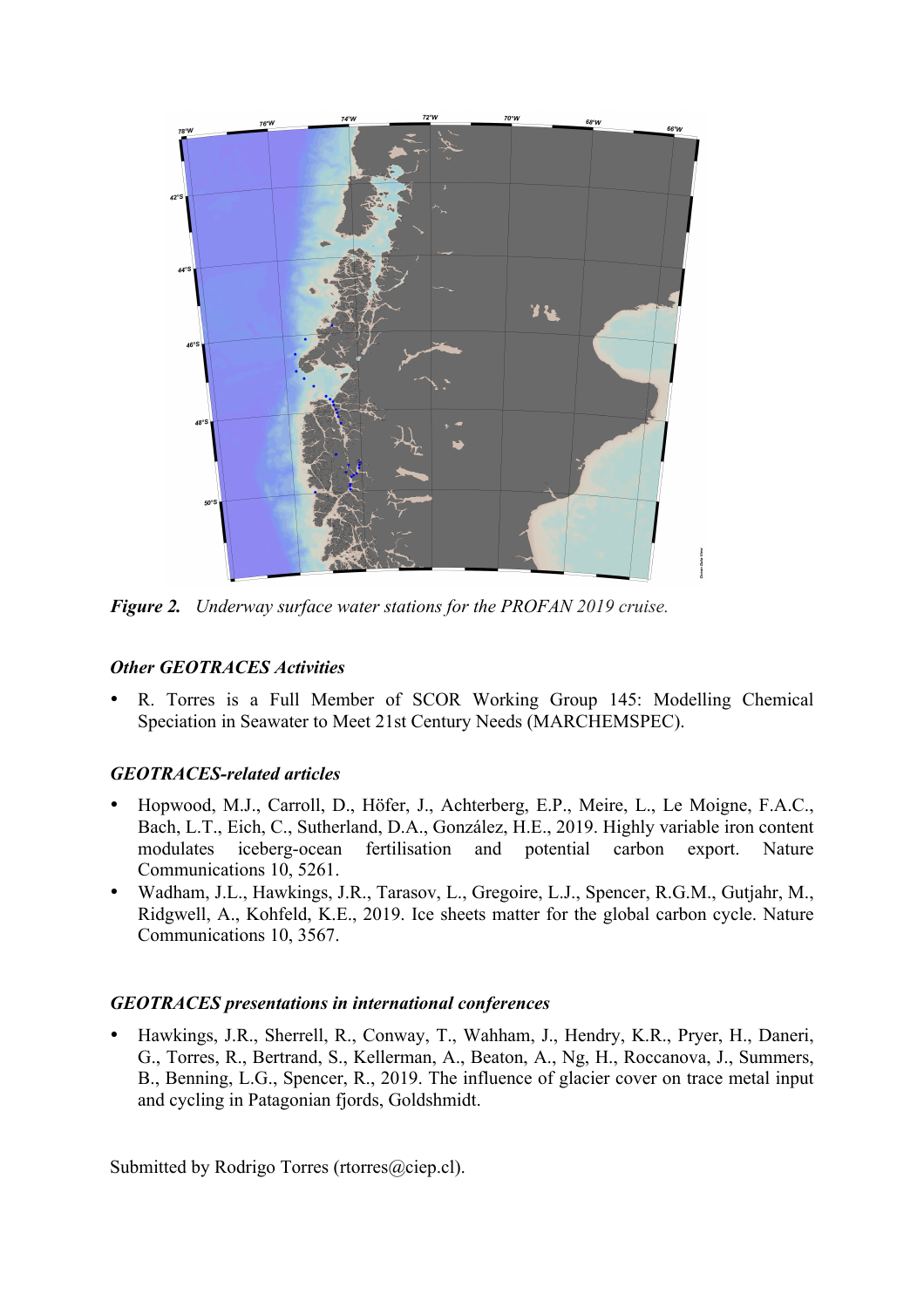*Figure 2. Underway surface water stations for the PROFAN 2019 cruise.*

### *Other GEOTRACES Activities*

- R. Torres is a Full Member of SCOR Working Group 145: Modelling Chemical Speciation in Seawater to Meet 21st Century Needs (MARCHEMSPEC).

### *GEOTRACES-related articles*

- Hopwood, M.J., Carroll, D., Höfer, J., Achterberg, E.P., Meire, L., Le Moigne, F.A.C., Bach, L.T., Eich, C., Sutherland, D.A., González, H.E., 2019. Highly variable iron content modulates iceberg-ocean fertilisation and potential carbon export. Nature Communications 10, 5261.
- Wadham, J.L., Hawkings, J.R., Tarasov, L., Gregoire, L.J., Spencer, R.G.M., Gutjahr, M., Ridgwell, A., Kohfeld, K.E., 2019. Ice sheets matter for the global carbon cycle. Nature Communications 10, 3567.

### *GEOTRACES presentations in international conferences*

- Hawkings, J.R., Sherrell, R., Conway, T., Wahham, J., Hendry, K.R., Pryer, H., Daneri, G., Torres, R., Bertrand, S., Kellerman, A., Beaton, A., Ng, H., Roccanova, J., Summers, B., Benning, L.G., Spencer, R., 2019. The influence of glacier cover on trace metal input and cycling in Patagonian fjords, Goldshmidt.

Submitted by Rodrigo Torres (rtorres@ciep.cl).